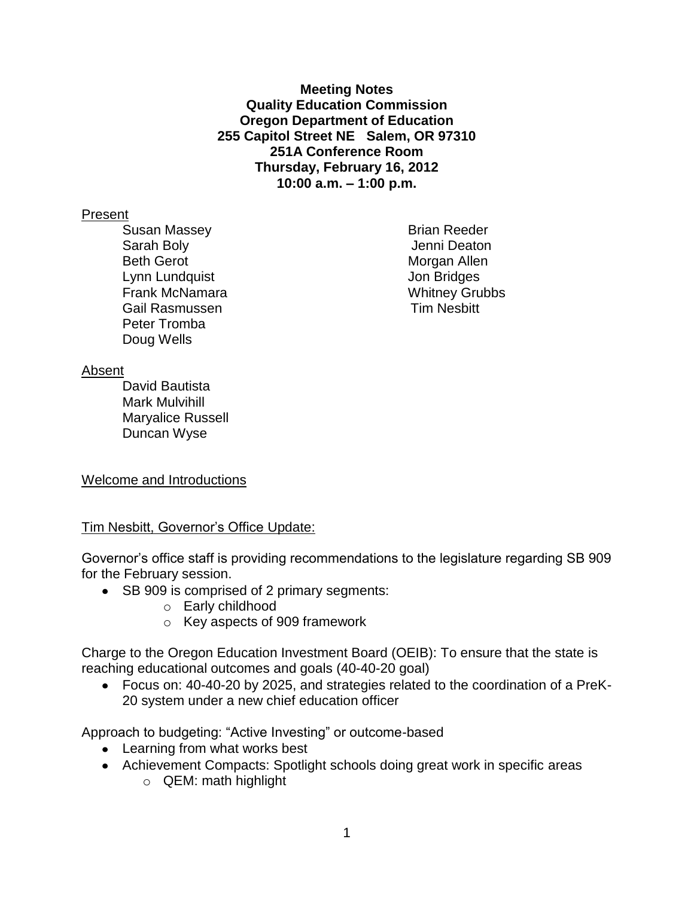**Meeting Notes**
**Quality Education Commission**
**Oregon Department of Education**
**255 Capitol Street NE Salem, OR 97310**
**251A Conference Room**
**Thursday, February 16, 2012**
**10:00 a.m. – 1:00 p.m.**

Present

- Susan Massey
- Sarah Boly
- Beth Gerot
- Lynn Lundquist
- Frank McNamara
- Gail Rasmussen
- Peter Tromba
- Doug Wells
- Brian Reeder
- Jenni Deaton
- Morgan Allen
- Jon Bridges
- Whitney Grubbs
- Tim Nesbitt

Absent

- David Bautista
- Mark Mulvihill
- Maryalice Russell
- Duncan Wyse

Welcome and Introductions

Tim Nesbitt, Governor's Office Update:

Governor's office staff is providing recommendations to the legislature regarding SB 909 for the February session.

- SB 909 is comprised of 2 primary segments:
  - Early childhood
  - Key aspects of 909 framework

Charge to the Oregon Education Investment Board (OEIB): To ensure that the state is reaching educational outcomes and goals (40-40-20 goal)

- Focus on: 40-40-20 by 2025, and strategies related to the coordination of a PreK-20 system under a new chief education officer

Approach to budgeting: "Active Investing" or outcome-based

- Learning from what works best
- Achievement Compacts: Spotlight schools doing great work in specific areas
  - QEM: math highlight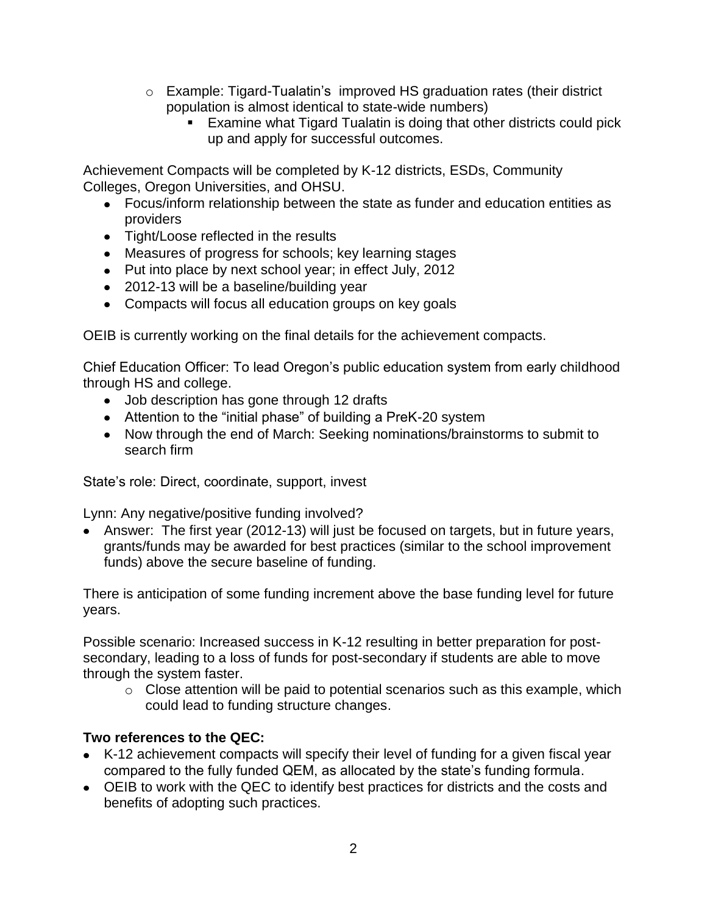- Example: Tigard-Tualatin's improved HS graduation rates (their district population is almost identical to state-wide numbers)
  - Examine what Tigard Tualatin is doing that other districts could pick up and apply for successful outcomes.

Achievement Compacts will be completed by K-12 districts, ESDs, Community Colleges, Oregon Universities, and OHSU.

- Focus/inform relationship between the state as funder and education entities as providers
- Tight/Loose reflected in the results
- Measures of progress for schools; key learning stages
- Put into place by next school year; in effect July, 2012
- 2012-13 will be a baseline/building year
- Compacts will focus all education groups on key goals

OEIB is currently working on the final details for the achievement compacts.

Chief Education Officer: To lead Oregon's public education system from early childhood through HS and college.

- Job description has gone through 12 drafts
- Attention to the "initial phase" of building a PreK-20 system
- Now through the end of March: Seeking nominations/brainstorms to submit to search firm

State's role: Direct, coordinate, support, invest

Lynn: Any negative/positive funding involved?

- Answer: The first year (2012-13) will just be focused on targets, but in future years, grants/funds may be awarded for best practices (similar to the school improvement funds) above the secure baseline of funding.

There is anticipation of some funding increment above the base funding level for future years.

Possible scenario: Increased success in K-12 resulting in better preparation for post-secondary, leading to a loss of funds for post-secondary if students are able to move through the system faster.

- Close attention will be paid to potential scenarios such as this example, which could lead to funding structure changes.

**Two references to the QEC:**

- K-12 achievement compacts will specify their level of funding for a given fiscal year compared to the fully funded QEM, as allocated by the state's funding formula.
- OEIB to work with the QEC to identify best practices for districts and the costs and benefits of adopting such practices.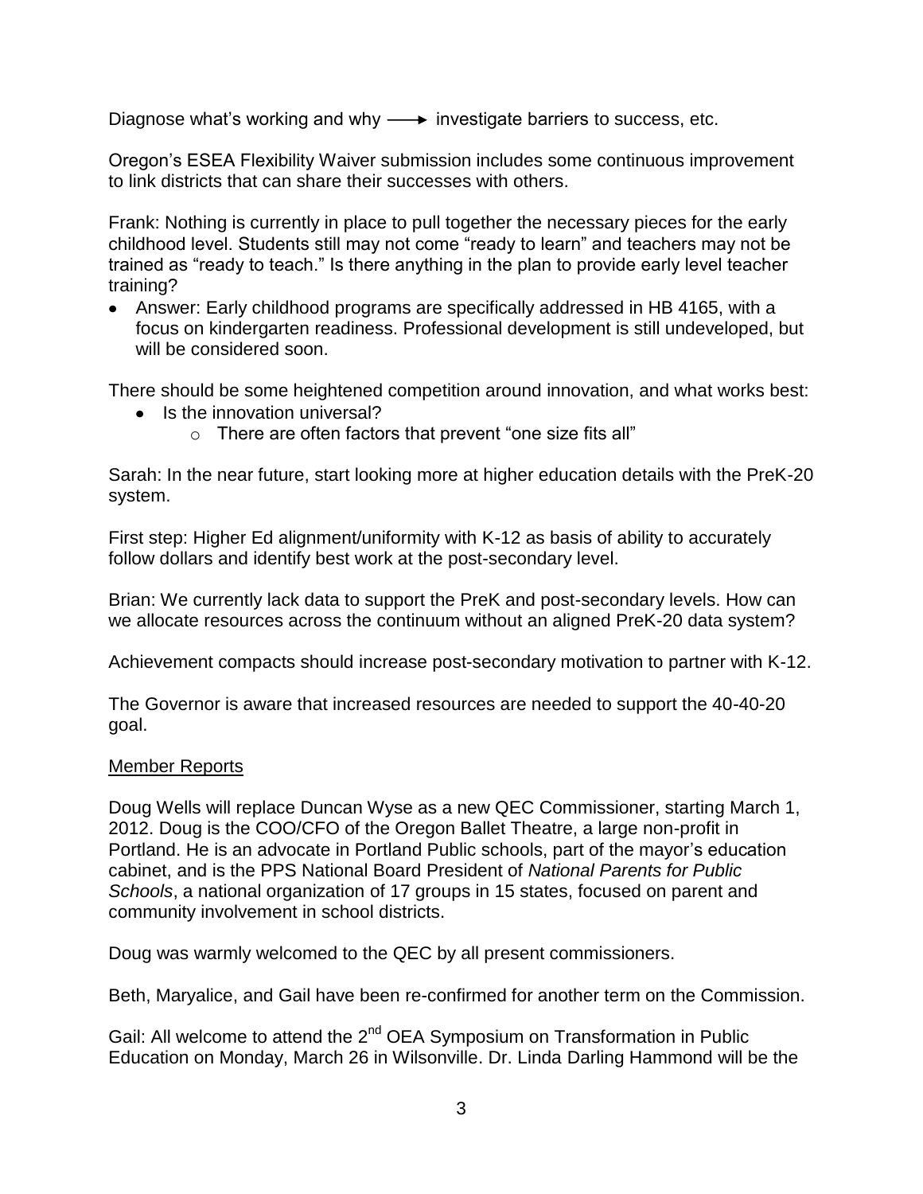Diagnose what's working and why ⟶ investigate barriers to success, etc.

Oregon's ESEA Flexibility Waiver submission includes some continuous improvement to link districts that can share their successes with others.

Frank: Nothing is currently in place to pull together the necessary pieces for the early childhood level. Students still may not come "ready to learn" and teachers may not be trained as "ready to teach." Is there anything in the plan to provide early level teacher training?

- Answer: Early childhood programs are specifically addressed in HB 4165, with a focus on kindergarten readiness. Professional development is still undeveloped, but will be considered soon.

There should be some heightened competition around innovation, and what works best:

- Is the innovation universal?
    - There are often factors that prevent "one size fits all"

Sarah: In the near future, start looking more at higher education details with the PreK-20 system.

First step: Higher Ed alignment/uniformity with K-12 as basis of ability to accurately follow dollars and identify best work at the post-secondary level.

Brian: We currently lack data to support the PreK and post-secondary levels. How can we allocate resources across the continuum without an aligned PreK-20 data system?

Achievement compacts should increase post-secondary motivation to partner with K-12.

The Governor is aware that increased resources are needed to support the 40-40-20 goal.

<u>Member Reports</u>

Doug Wells will replace Duncan Wyse as a new QEC Commissioner, starting March 1, 2012. Doug is the COO/CFO of the Oregon Ballet Theatre, a large non-profit in Portland. He is an advocate in Portland Public schools, part of the mayor's education cabinet, and is the PPS National Board President of *National Parents for Public Schools*, a national organization of 17 groups in 15 states, focused on parent and community involvement in school districts.

Doug was warmly welcomed to the QEC by all present commissioners.

Beth, Maryalice, and Gail have been re-confirmed for another term on the Commission.

Gail: All welcome to attend the 2nd OEA Symposium on Transformation in Public Education on Monday, March 26 in Wilsonville. Dr. Linda Darling Hammond will be the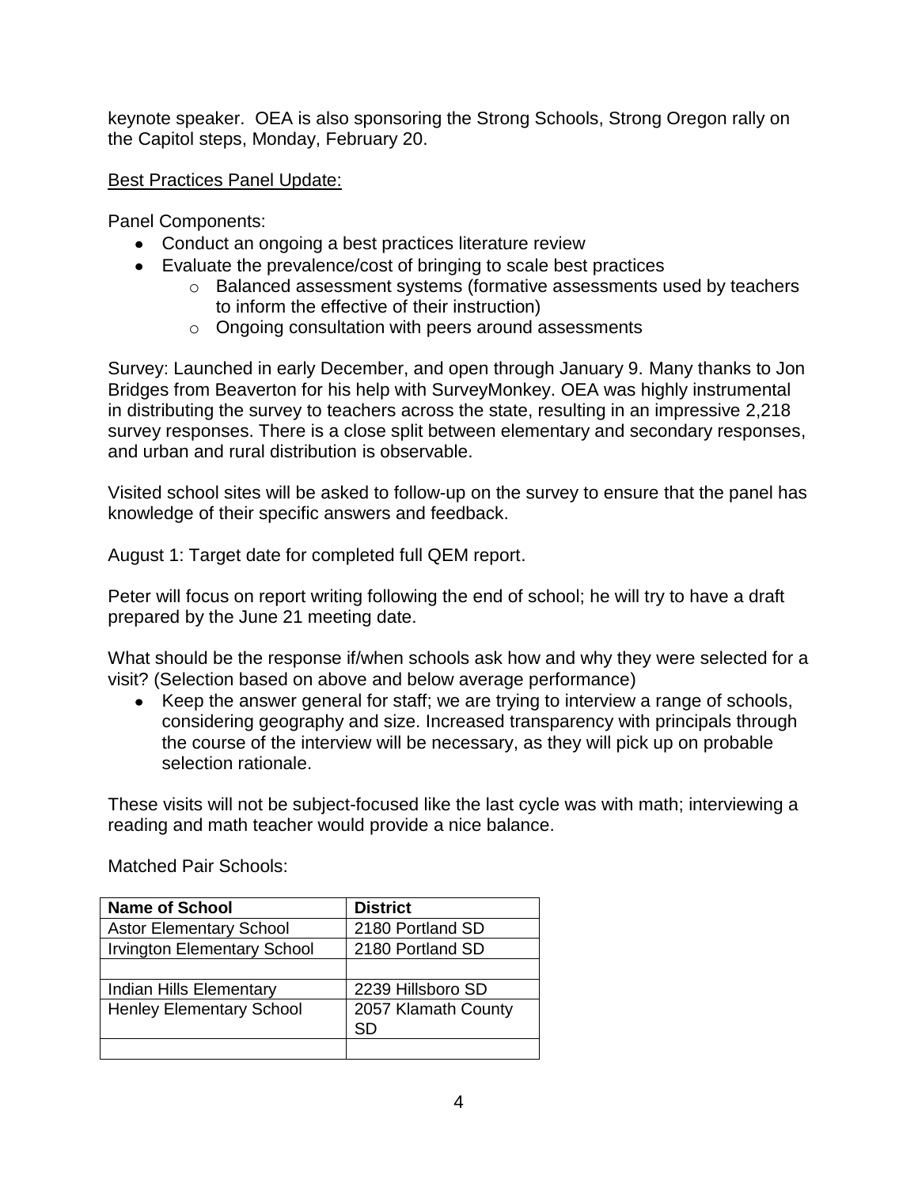keynote speaker. OEA is also sponsoring the Strong Schools, Strong Oregon rally on the Capitol steps, Monday, February 20.

<u>Best Practices Panel Update:</u>

Panel Components:

- Conduct an ongoing a best practices literature review
- Evaluate the prevalence/cost of bringing to scale best practices
    - Balanced assessment systems (formative assessments used by teachers to inform the effective of their instruction)
    - Ongoing consultation with peers around assessments

Survey: Launched in early December, and open through January 9. Many thanks to Jon Bridges from Beaverton for his help with SurveyMonkey. OEA was highly instrumental in distributing the survey to teachers across the state, resulting in an impressive 2,218 survey responses. There is a close split between elementary and secondary responses, and urban and rural distribution is observable.

Visited school sites will be asked to follow-up on the survey to ensure that the panel has knowledge of their specific answers and feedback.

August 1: Target date for completed full QEM report.

Peter will focus on report writing following the end of school; he will try to have a draft prepared by the June 21 meeting date.

What should be the response if/when schools ask how and why they were selected for a visit? (Selection based on above and below average performance)

- Keep the answer general for staff; we are trying to interview a range of schools, considering geography and size. Increased transparency with principals through the course of the interview will be necessary, as they will pick up on probable selection rationale.

These visits will not be subject-focused like the last cycle was with math; interviewing a reading and math teacher would provide a nice balance.

Matched Pair Schools:

| Name of School | District |
|---|---|
| Astor Elementary School | 2180 Portland SD |
| Irvington Elementary School | 2180 Portland SD |
| | |
| Indian Hills Elementary | 2239 Hillsboro SD |
| Henley Elementary School | 2057 Klamath County SD |
| | |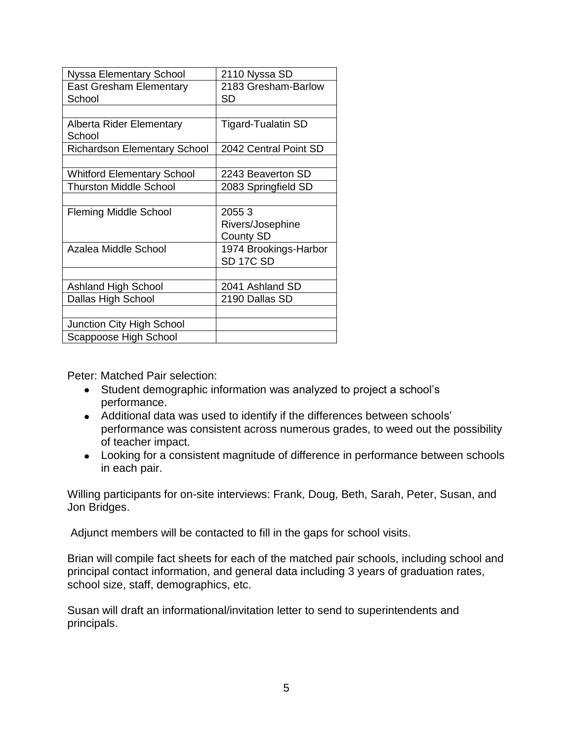| Nyssa Elementary School | 2110 Nyssa SD |
|---|---|
| East Gresham Elementary School | 2183 Gresham-Barlow SD |
| | |
| Alberta Rider Elementary School | Tigard-Tualatin SD |
| Richardson Elementary School | 2042 Central Point SD |
| | |
| Whitford Elementary School | 2243 Beaverton SD |
| Thurston Middle School | 2083 Springfield SD |
| | |
| Fleming Middle School | 2055 3 Rivers/Josephine County SD |
| Azalea Middle School | 1974 Brookings-Harbor SD 17C SD |
| | |
| Ashland High School | 2041 Ashland SD |
| Dallas High School | 2190 Dallas SD |
| | |
| Junction City High School | |
| Scappoose High School | |

Peter: Matched Pair selection:

- Student demographic information was analyzed to project a school's performance.
- Additional data was used to identify if the differences between schools' performance was consistent across numerous grades, to weed out the possibility of teacher impact.
- Looking for a consistent magnitude of difference in performance between schools in each pair.

Willing participants for on-site interviews: Frank, Doug, Beth, Sarah, Peter, Susan, and Jon Bridges.

Adjunct members will be contacted to fill in the gaps for school visits.

Brian will compile fact sheets for each of the matched pair schools, including school and principal contact information, and general data including 3 years of graduation rates, school size, staff, demographics, etc.

Susan will draft an informational/invitation letter to send to superintendents and principals.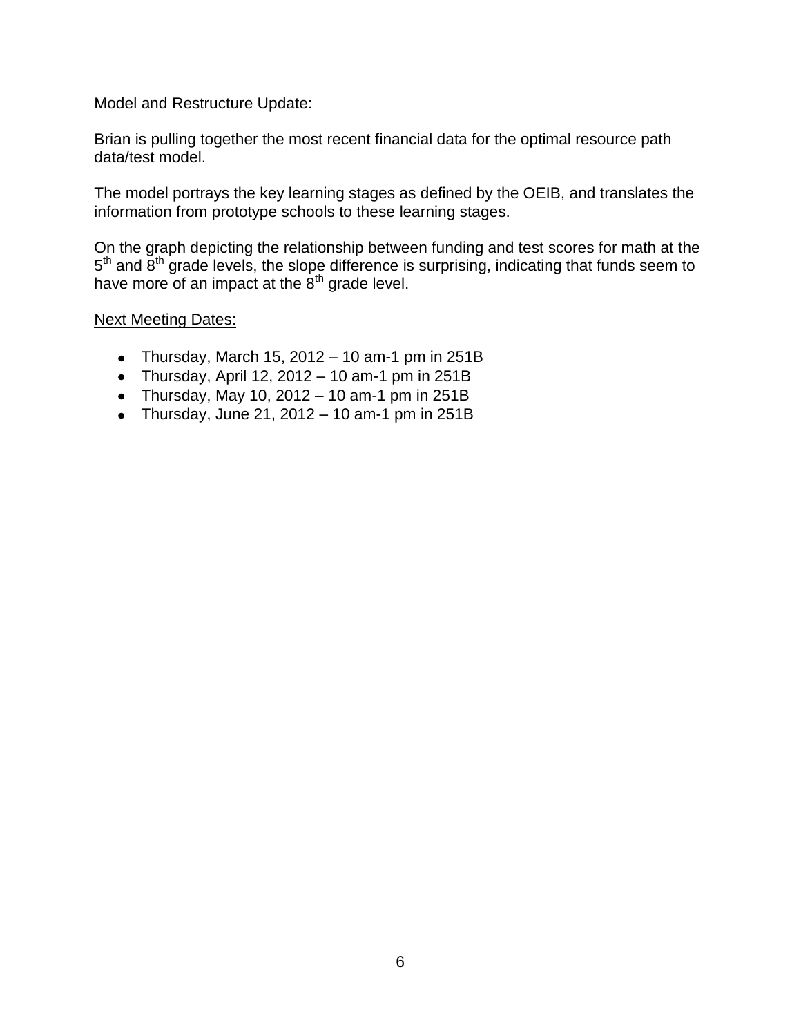Model and Restructure Update:

Brian is pulling together the most recent financial data for the optimal resource path data/test model.

The model portrays the key learning stages as defined by the OEIB, and translates the information from prototype schools to these learning stages.

On the graph depicting the relationship between funding and test scores for math at the $5^{th}$ and $8^{th}$ grade levels, the slope difference is surprising, indicating that funds seem to have more of an impact at the $8^{th}$ grade level.

Next Meeting Dates:

- Thursday, March 15, 2012 – 10 am-1 pm in 251B
- Thursday, April 12, 2012 – 10 am-1 pm in 251B
- Thursday, May 10, 2012 – 10 am-1 pm in 251B
- Thursday, June 21, 2012 – 10 am-1 pm in 251B